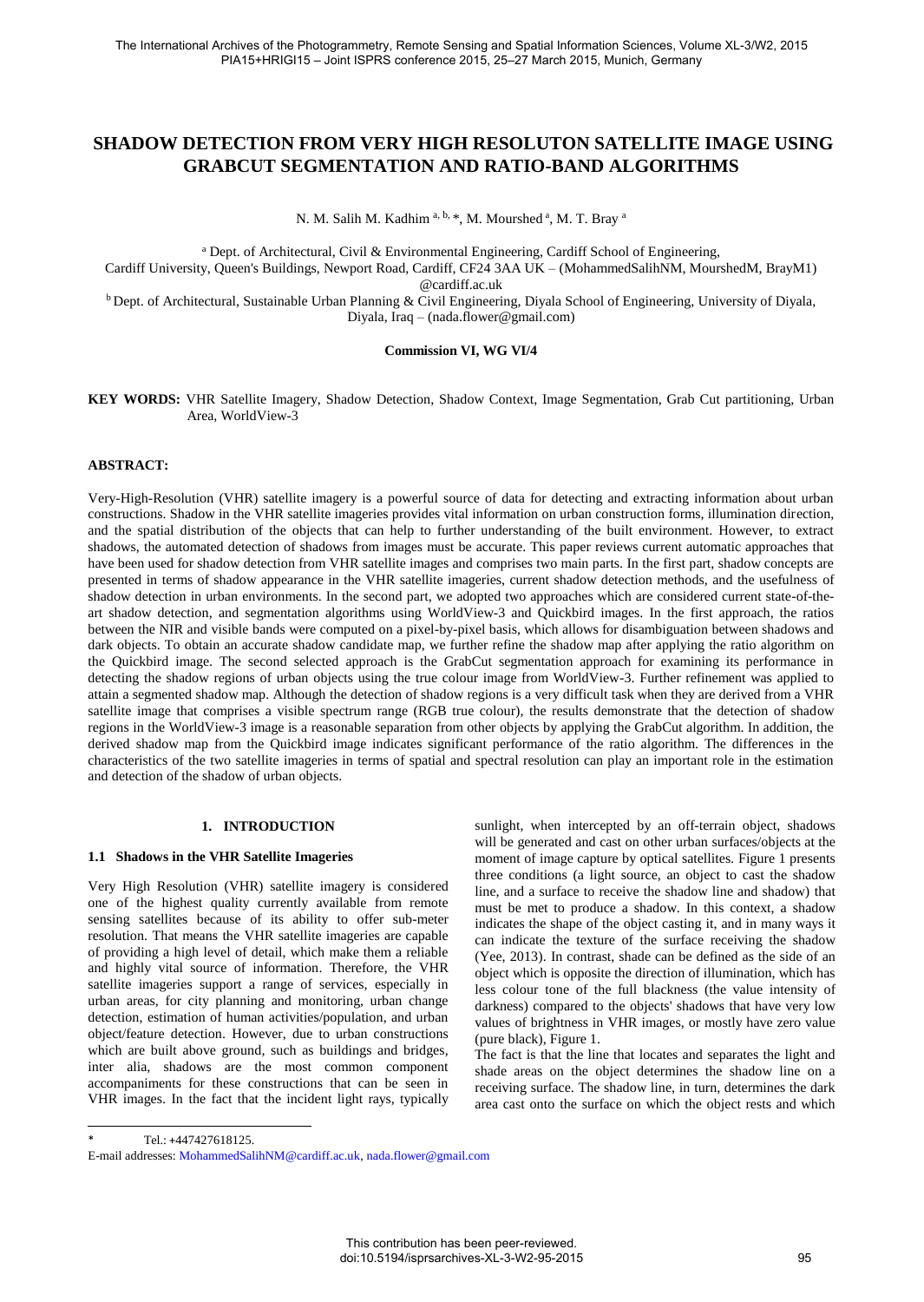# SHADOW DETECTION FROM VERY HIGH RESOLUTON SATELLITE IMAGE USING GRABCUT SEGMENTATION AND RATIO-BAND ALGORITHMS

N. M. Salih M. Kadhim [a, b, *], M. Mourshed [a], M. T. Bray [a]

[a] Dept. of Architectural, Civil & Environmental Engineering, Cardiff School of Engineering, Cardiff University, Queen's Buildings, Newport Road, Cardiff, CF24 3AA UK – (MohammedSalihNM, MourshedM, BrayM1) @cardiff.ac.uk

[b] Dept. of Architectural, Sustainable Urban Planning & Civil Engineering, Diyala School of Engineering, University of Diyala, Diyala, Iraq – (nada.flower@gmail.com)

**Commission VI, WG VI/4**

**KEY WORDS:** VHR Satellite Imagery, Shadow Detection, Shadow Context, Image Segmentation, Grab Cut partitioning, Urban Area, WorldView-3

## ABSTRACT:

Very-High-Resolution (VHR) satellite imagery is a powerful source of data for detecting and extracting information about urban constructions. Shadow in the VHR satellite imageries provides vital information on urban construction forms, illumination direction, and the spatial distribution of the objects that can help to further understanding of the built environment. However, to extract shadows, the automated detection of shadows from images must be accurate. This paper reviews current automatic approaches that have been used for shadow detection from VHR satellite images and comprises two main parts. In the first part, shadow concepts are presented in terms of shadow appearance in the VHR satellite imageries, current shadow detection methods, and the usefulness of shadow detection in urban environments. In the second part, we adopted two approaches which are considered current state-of-the-art shadow detection, and segmentation algorithms using WorldView-3 and Quickbird images. In the first approach, the ratios between the NIR and visible bands were computed on a pixel-by-pixel basis, which allows for disambiguation between shadows and dark objects. To obtain an accurate shadow candidate map, we further refine the shadow map after applying the ratio algorithm on the Quickbird image. The second selected approach is the GrabCut segmentation approach for examining its performance in detecting the shadow regions of urban objects using the true colour image from WorldView-3. Further refinement was applied to attain a segmented shadow map. Although the detection of shadow regions is a very difficult task when they are derived from a VHR satellite image that comprises a visible spectrum range (RGB true colour), the results demonstrate that the detection of shadow regions in the WorldView-3 image is a reasonable separation from other objects by applying the GrabCut algorithm. In addition, the derived shadow map from the Quickbird image indicates significant performance of the ratio algorithm. The differences in the characteristics of the two satellite imageries in terms of spatial and spectral resolution can play an important role in the estimation and detection of the shadow of urban objects.

## 1. INTRODUCTION

### 1.1 Shadows in the VHR Satellite Imageries

Very High Resolution (VHR) satellite imagery is considered one of the highest quality currently available from remote sensing satellites because of its ability to offer sub-meter resolution. That means the VHR satellite imageries are capable of providing a high level of detail, which make them a reliable and highly vital source of information. Therefore, the VHR satellite imageries support a range of services, especially in urban areas, for city planning and monitoring, urban change detection, estimation of human activities/population, and urban object/feature detection. However, due to urban constructions which are built above ground, such as buildings and bridges, inter alia, shadows are the most common component accompaniments for these constructions that can be seen in VHR images. In the fact that the incident light rays, typically sunlight, when intercepted by an off-terrain object, shadows will be generated and cast on other urban surfaces/objects at the moment of image capture by optical satellites. Figure 1 presents three conditions (a light source, an object to cast the shadow line, and a surface to receive the shadow line and shadow) that must be met to produce a shadow. In this context, a shadow indicates the shape of the object casting it, and in many ways it can indicate the texture of the surface receiving the shadow (Yee, 2013). In contrast, shade can be defined as the side of an object which is opposite the direction of illumination, which has less colour tone of the full blackness (the value intensity of darkness) compared to the objects' shadows that have very low values of brightness in VHR images, or mostly have zero value (pure black), Figure 1.

The fact is that the line that locates and separates the light and shade areas on the object determines the shadow line on a receiving surface. The shadow line, in turn, determines the dark area cast onto the surface on which the object rests and which

---

\* Tel.: +447427618125.

E-mail addresses: MohammedSalihNM@cardiff.ac.uk, nada.flower@gmail.com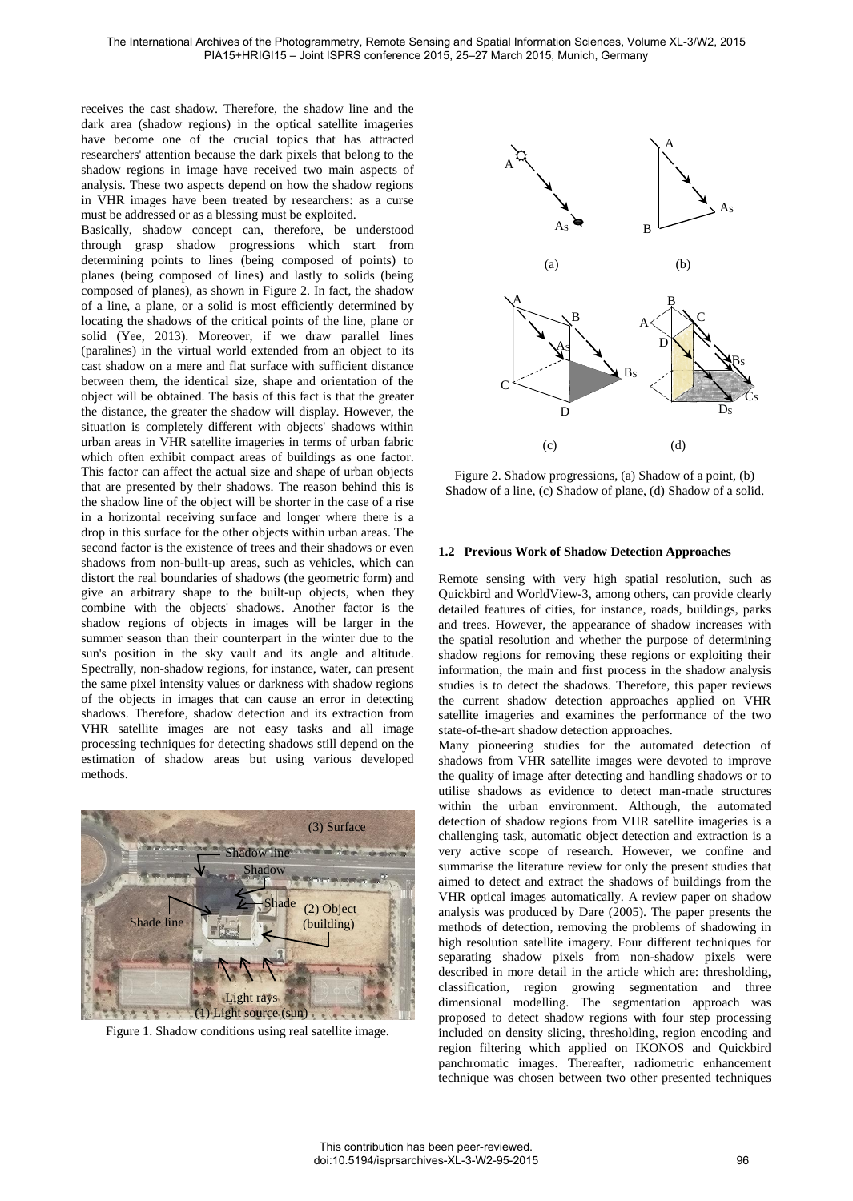receives the cast shadow. Therefore, the shadow line and the dark area (shadow regions) in the optical satellite imageries have become one of the crucial topics that has attracted researchers' attention because the dark pixels that belong to the shadow regions in image have received two main aspects of analysis. These two aspects depend on how the shadow regions in VHR images have been treated by researchers: as a curse must be addressed or as a blessing must be exploited.

Basically, shadow concept can, therefore, be understood through grasp shadow progressions which start from determining points to lines (being composed of points) to planes (being composed of lines) and lastly to solids (being composed of planes), as shown in Figure 2. In fact, the shadow of a line, a plane, or a solid is most efficiently determined by locating the shadows of the critical points of the line, plane or solid (Yee, 2013). Moreover, if we draw parallel lines (paralines) in the virtual world extended from an object to its cast shadow on a mere and flat surface with sufficient distance between them, the identical size, shape and orientation of the object will be obtained. The basis of this fact is that the greater the distance, the greater the shadow will display. However, the situation is completely different with objects' shadows within urban areas in VHR satellite imageries in terms of urban fabric which often exhibit compact areas of buildings as one factor. This factor can affect the actual size and shape of urban objects that are presented by their shadows. The reason behind this is the shadow line of the object will be shorter in the case of a rise in a horizontal receiving surface and longer where there is a drop in this surface for the other objects within urban areas. The second factor is the existence of trees and their shadows or even shadows from non-built-up areas, such as vehicles, which can distort the real boundaries of shadows (the geometric form) and give an arbitrary shape to the built-up objects, when they combine with the objects' shadows. Another factor is the shadow regions of objects in images will be larger in the summer season than their counterpart in the winter due to the sun's position in the sky vault and its angle and altitude. Spectrally, non-shadow regions, for instance, water, can present the same pixel intensity values or darkness with shadow regions of the objects in images that can cause an error in detecting shadows. Therefore, shadow detection and its extraction from VHR satellite images are not easy tasks and all image processing techniques for detecting shadows still depend on the estimation of shadow areas but using various developed methods.

Figure 1. Shadow conditions using real satellite image.

Figure 2. Shadow progressions, (a) Shadow of a point, (b) Shadow of a line, (c) Shadow of plane, (d) Shadow of a solid.

### 1.2 Previous Work of Shadow Detection Approaches

Remote sensing with very high spatial resolution, such as Quickbird and WorldView-3, among others, can provide clearly detailed features of cities, for instance, roads, buildings, parks and trees. However, the appearance of shadow increases with the spatial resolution and whether the purpose of determining shadow regions for removing these regions or exploiting their information, the main and first process in the shadow analysis studies is to detect the shadows. Therefore, this paper reviews the current shadow detection approaches applied on VHR satellite imageries and examines the performance of the two state-of-the-art shadow detection approaches.

Many pioneering studies for the automated detection of shadows from VHR satellite images were devoted to improve the quality of image after detecting and handling shadows or to utilise shadows as evidence to detect man-made structures within the urban environment. Although, the automated detection of shadow regions from VHR satellite imageries is a challenging task, automatic object detection and extraction is a very active scope of research. However, we confine and summarise the literature review for only the present studies that aimed to detect and extract the shadows of buildings from the VHR optical images automatically. A review paper on shadow analysis was produced by Dare (2005). The paper presents the methods of detection, removing the problems of shadowing in high resolution satellite imagery. Four different techniques for separating shadow pixels from non-shadow pixels were described in more detail in the article which are: thresholding, classification, region growing segmentation and three dimensional modelling. The segmentation approach was proposed to detect shadow regions with four step processing included on density slicing, thresholding, region encoding and region filtering which applied on IKONOS and Quickbird panchromatic images. Thereafter, radiometric enhancement technique was chosen between two other presented techniques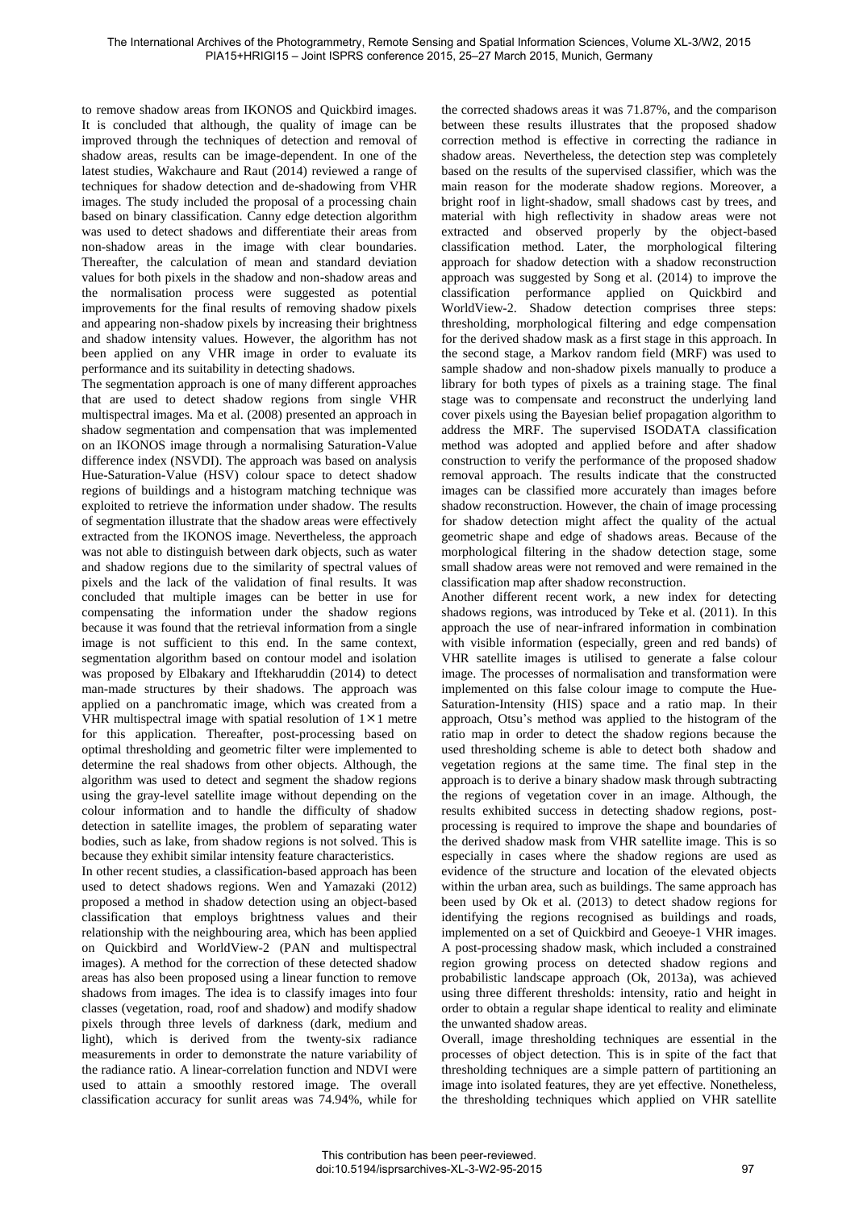to remove shadow areas from IKONOS and Quickbird images. It is concluded that although, the quality of image can be improved through the techniques of detection and removal of shadow areas, results can be image-dependent. In one of the latest studies, Wakchaure and Raut (2014) reviewed a range of techniques for shadow detection and de-shadowing from VHR images. The study included the proposal of a processing chain based on binary classification. Canny edge detection algorithm was used to detect shadows and differentiate their areas from non-shadow areas in the image with clear boundaries. Thereafter, the calculation of mean and standard deviation values for both pixels in the shadow and non-shadow areas and the normalisation process were suggested as potential improvements for the final results of removing shadow pixels and appearing non-shadow pixels by increasing their brightness and shadow intensity values. However, the algorithm has not been applied on any VHR image in order to evaluate its performance and its suitability in detecting shadows.

The segmentation approach is one of many different approaches that are used to detect shadow regions from single VHR multispectral images. Ma et al. (2008) presented an approach in shadow segmentation and compensation that was implemented on an IKONOS image through a normalising Saturation-Value difference index (NSVDI). The approach was based on analysis Hue-Saturation-Value (HSV) colour space to detect shadow regions of buildings and a histogram matching technique was exploited to retrieve the information under shadow. The results of segmentation illustrate that the shadow areas were effectively extracted from the IKONOS image. Nevertheless, the approach was not able to distinguish between dark objects, such as water and shadow regions due to the similarity of spectral values of pixels and the lack of the validation of final results. It was concluded that multiple images can be better in use for compensating the information under the shadow regions because it was found that the retrieval information from a single image is not sufficient to this end. In the same context, segmentation algorithm based on contour model and isolation was proposed by Elbakary and Iftekharuddin (2014) to detect man-made structures by their shadows. The approach was applied on a panchromatic image, which was created from a VHR multispectral image with spatial resolution of $1 \times 1$ metre for this application. Thereafter, post-processing based on optimal thresholding and geometric filter were implemented to determine the real shadows from other objects. Although, the algorithm was used to detect and segment the shadow regions using the gray-level satellite image without depending on the colour information and to handle the difficulty of shadow detection in satellite images, the problem of separating water bodies, such as lake, from shadow regions is not solved. This is because they exhibit similar intensity feature characteristics.

In other recent studies, a classification-based approach has been used to detect shadows regions. Wen and Yamazaki (2012) proposed a method in shadow detection using an object-based classification that employs brightness values and their relationship with the neighbouring area, which has been applied on Quickbird and WorldView-2 (PAN and multispectral images). A method for the correction of these detected shadow areas has also been proposed using a linear function to remove shadows from images. The idea is to classify images into four classes (vegetation, road, roof and shadow) and modify shadow pixels through three levels of darkness (dark, medium and light), which is derived from the twenty-six radiance measurements in order to demonstrate the nature variability of the radiance ratio. A linear-correlation function and NDVI were used to attain a smoothly restored image. The overall classification accuracy for sunlit areas was 74.94%, while for the corrected shadows areas it was 71.87%, and the comparison between these results illustrates that the proposed shadow correction method is effective in correcting the radiance in shadow areas. Nevertheless, the detection step was completely based on the results of the supervised classifier, which was the main reason for the moderate shadow regions. Moreover, a bright roof in light-shadow, small shadows cast by trees, and material with high reflectivity in shadow areas were not extracted and observed properly by the object-based classification method. Later, the morphological filtering approach for shadow detection with a shadow reconstruction approach was suggested by Song et al. (2014) to improve the classification performance applied on Quickbird and WorldView-2. Shadow detection comprises three steps: thresholding, morphological filtering and edge compensation for the derived shadow mask as a first stage in this approach. In the second stage, a Markov random field (MRF) was used to sample shadow and non-shadow pixels manually to produce a library for both types of pixels as a training stage. The final stage was to compensate and reconstruct the underlying land cover pixels using the Bayesian belief propagation algorithm to address the MRF. The supervised ISODATA classification method was adopted and applied before and after shadow construction to verify the performance of the proposed shadow removal approach. The results indicate that the constructed images can be classified more accurately than images before shadow reconstruction. However, the chain of image processing for shadow detection might affect the quality of the actual geometric shape and edge of shadows areas. Because of the morphological filtering in the shadow detection stage, some small shadow areas were not removed and were remained in the classification map after shadow reconstruction.

Another different recent work, a new index for detecting shadows regions, was introduced by Teke et al. (2011). In this approach the use of near-infrared information in combination with visible information (especially, green and red bands) of VHR satellite images is utilised to generate a false colour image. The processes of normalisation and transformation were implemented on this false colour image to compute the Hue-Saturation-Intensity (HIS) space and a ratio map. In their approach, Otsu's method was applied to the histogram of the ratio map in order to detect the shadow regions because the used thresholding scheme is able to detect both shadow and vegetation regions at the same time. The final step in the approach is to derive a binary shadow mask through subtracting the regions of vegetation cover in an image. Although, the results exhibited success in detecting shadow regions, post-processing is required to improve the shape and boundaries of the derived shadow mask from VHR satellite image. This is so especially in cases where the shadow regions are used as evidence of the structure and location of the elevated objects within the urban area, such as buildings. The same approach has been used by Ok et al. (2013) to detect shadow regions for identifying the regions recognised as buildings and roads, implemented on a set of Quickbird and Geoeye-1 VHR images. A post-processing shadow mask, which included a constrained region growing process on detected shadow regions and probabilistic landscape approach (Ok, 2013a), was achieved using three different thresholds: intensity, ratio and height in order to obtain a regular shape identical to reality and eliminate the unwanted shadow areas.

Overall, image thresholding techniques are essential in the processes of object detection. This is in spite of the fact that thresholding techniques are a simple pattern of partitioning an image into isolated features, they are yet effective. Nonetheless, the thresholding techniques which applied on VHR satellite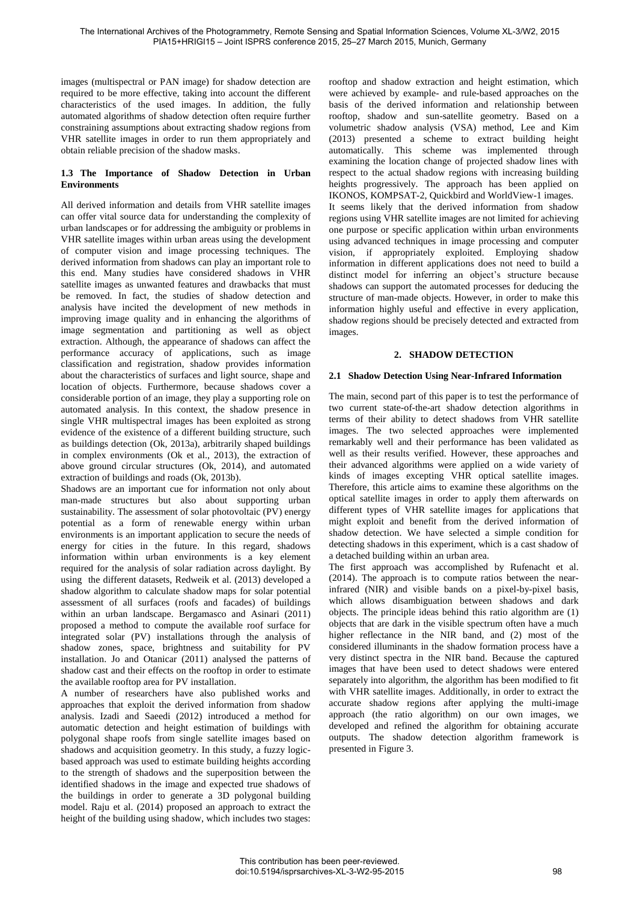images (multispectral or PAN image) for shadow detection are required to be more effective, taking into account the different characteristics of the used images. In addition, the fully automated algorithms of shadow detection often require further constraining assumptions about extracting shadow regions from VHR satellite images in order to run them appropriately and obtain reliable precision of the shadow masks.

### 1.3 The Importance of Shadow Detection in Urban Environments

All derived information and details from VHR satellite images can offer vital source data for understanding the complexity of urban landscapes or for addressing the ambiguity or problems in VHR satellite images within urban areas using the development of computer vision and image processing techniques. The derived information from shadows can play an important role to this end. Many studies have considered shadows in VHR satellite images as unwanted features and drawbacks that must be removed. In fact, the studies of shadow detection and analysis have incited the development of new methods in improving image quality and in enhancing the algorithms of image segmentation and partitioning as well as object extraction. Although, the appearance of shadows can affect the performance accuracy of applications, such as image classification and registration, shadow provides information about the characteristics of surfaces and light source, shape and location of objects. Furthermore, because shadows cover a considerable portion of an image, they play a supporting role on automated analysis. In this context, the shadow presence in single VHR multispectral images has been exploited as strong evidence of the existence of a different building structure, such as buildings detection (Ok, 2013a), arbitrarily shaped buildings in complex environments (Ok et al., 2013), the extraction of above ground circular structures (Ok, 2014), and automated extraction of buildings and roads (Ok, 2013b).

Shadows are an important cue for information not only about man-made structures but also about supporting urban sustainability. The assessment of solar photovoltaic (PV) energy potential as a form of renewable energy within urban environments is an important application to secure the needs of energy for cities in the future. In this regard, shadows information within urban environments is a key element required for the analysis of solar radiation across daylight. By using the different datasets, Redweik et al. (2013) developed a shadow algorithm to calculate shadow maps for solar potential assessment of all surfaces (roofs and facades) of buildings within an urban landscape. Bergamasco and Asinari (2011) proposed a method to compute the available roof surface for integrated solar (PV) installations through the analysis of shadow zones, space, brightness and suitability for PV installation. Jo and Otanicar (2011) analysed the patterns of shadow cast and their effects on the rooftop in order to estimate the available rooftop area for PV installation.

A number of researchers have also published works and approaches that exploit the derived information from shadow analysis. Izadi and Saeedi (2012) introduced a method for automatic detection and height estimation of buildings with polygonal shape roofs from single satellite images based on shadows and acquisition geometry. In this study, a fuzzy logic-based approach was used to estimate building heights according to the strength of shadows and the superposition between the identified shadows in the image and expected true shadows of the buildings in order to generate a 3D polygonal building model. Raju et al. (2014) proposed an approach to extract the height of the building using shadow, which includes two stages: rooftop and shadow extraction and height estimation, which were achieved by example- and rule-based approaches on the basis of the derived information and relationship between rooftop, shadow and sun-satellite geometry. Based on a volumetric shadow analysis (VSA) method, Lee and Kim (2013) presented a scheme to extract building height automatically. This scheme was implemented through examining the location change of projected shadow lines with respect to the actual shadow regions with increasing building heights progressively. The approach has been applied on IKONOS, KOMPSAT-2, Quickbird and WorldView-1 images.

It seems likely that the derived information from shadow regions using VHR satellite images are not limited for achieving one purpose or specific application within urban environments using advanced techniques in image processing and computer vision, if appropriately exploited. Employing shadow information in different applications does not need to build a distinct model for inferring an object's structure because shadows can support the automated processes for deducing the structure of man-made objects. However, in order to make this information highly useful and effective in every application, shadow regions should be precisely detected and extracted from images.

## 2. SHADOW DETECTION

### 2.1 Shadow Detection Using Near-Infrared Information

The main, second part of this paper is to test the performance of two current state-of-the-art shadow detection algorithms in terms of their ability to detect shadows from VHR satellite images. The two selected approaches were implemented remarkably well and their performance has been validated as well as their results verified. However, these approaches and their advanced algorithms were applied on a wide variety of kinds of images excepting VHR optical satellite images. Therefore, this article aims to examine these algorithms on the optical satellite images in order to apply them afterwards on different types of VHR satellite images for applications that might exploit and benefit from the derived information of shadow detection. We have selected a simple condition for detecting shadows in this experiment, which is a cast shadow of a detached building within an urban area.

The first approach was accomplished by Rufenacht et al. (2014). The approach is to compute ratios between the near-infrared (NIR) and visible bands on a pixel-by-pixel basis, which allows disambiguation between shadows and dark objects. The principle ideas behind this ratio algorithm are (1) objects that are dark in the visible spectrum often have a much higher reflectance in the NIR band, and (2) most of the considered illuminants in the shadow formation process have a very distinct spectra in the NIR band. Because the captured images that have been used to detect shadows were entered separately into algorithm, the algorithm has been modified to fit with VHR satellite images. Additionally, in order to extract the accurate shadow regions after applying the multi-image approach (the ratio algorithm) on our own images, we developed and refined the algorithm for obtaining accurate outputs. The shadow detection algorithm framework is presented in Figure 3.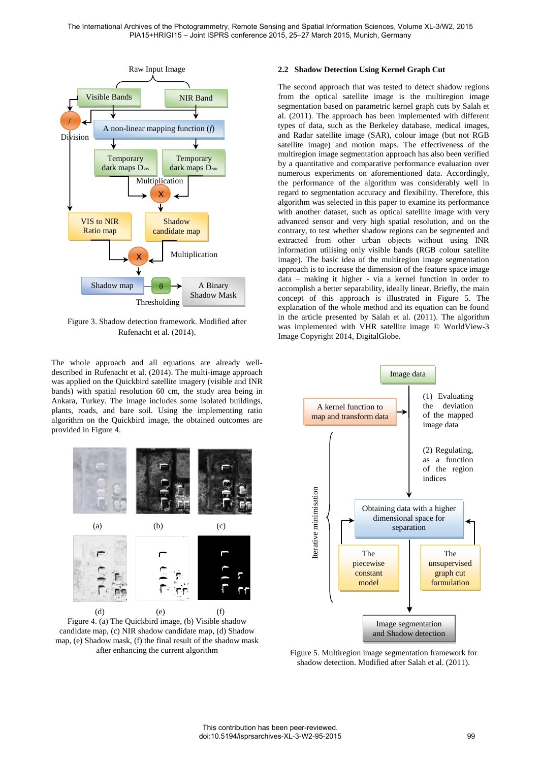Figure 3. Shadow detection framework. Modified after Rufenacht et al. (2014).

The whole approach and all equations are already well-described in Rufenacht et al. (2014). The multi-image approach was applied on the Quickbird satellite imagery (visible and INR bands) with spatial resolution 60 cm, the study area being in Ankara, Turkey. The image includes some isolated buildings, plants, roads, and bare soil. Using the implementing ratio algorithm on the Quickbird image, the obtained outcomes are provided in Figure 4.

Figure 4. (a) The Quickbird image, (b) Visible shadow candidate map, (c) NIR shadow candidate map, (d) Shadow map, (e) Shadow mask, (f) the final result of the shadow mask after enhancing the current algorithm

### 2.2 Shadow Detection Using Kernel Graph Cut

The second approach that was tested to detect shadow regions from the optical satellite image is the multiregion image segmentation based on parametric kernel graph cuts by Salah et al. (2011). The approach has been implemented with different types of data, such as the Berkeley database, medical images, and Radar satellite image (SAR), colour image (but not RGB satellite image) and motion maps. The effectiveness of the multiregion image segmentation approach has also been verified by a quantitative and comparative performance evaluation over numerous experiments on aforementioned data. Accordingly, the performance of the algorithm was considerably well in regard to segmentation accuracy and flexibility. Therefore, this algorithm was selected in this paper to examine its performance with another dataset, such as optical satellite image with very advanced sensor and very high spatial resolution, and on the contrary, to test whether shadow regions can be segmented and extracted from other urban objects without using INR information utilising only visible bands (RGB colour satellite image). The basic idea of the multiregion image segmentation approach is to increase the dimension of the feature space image data – making it higher - via a kernel function in order to accomplish a better separability, ideally linear. Briefly, the main concept of this approach is illustrated in Figure 5. The explanation of the whole method and its equation can be found in the article presented by Salah et al. (2011). The algorithm was implemented with VHR satellite image © WorldView-3 Image Copyright 2014, DigitalGlobe.

Figure 5. Multiregion image segmentation framework for shadow detection. Modified after Salah et al. (2011).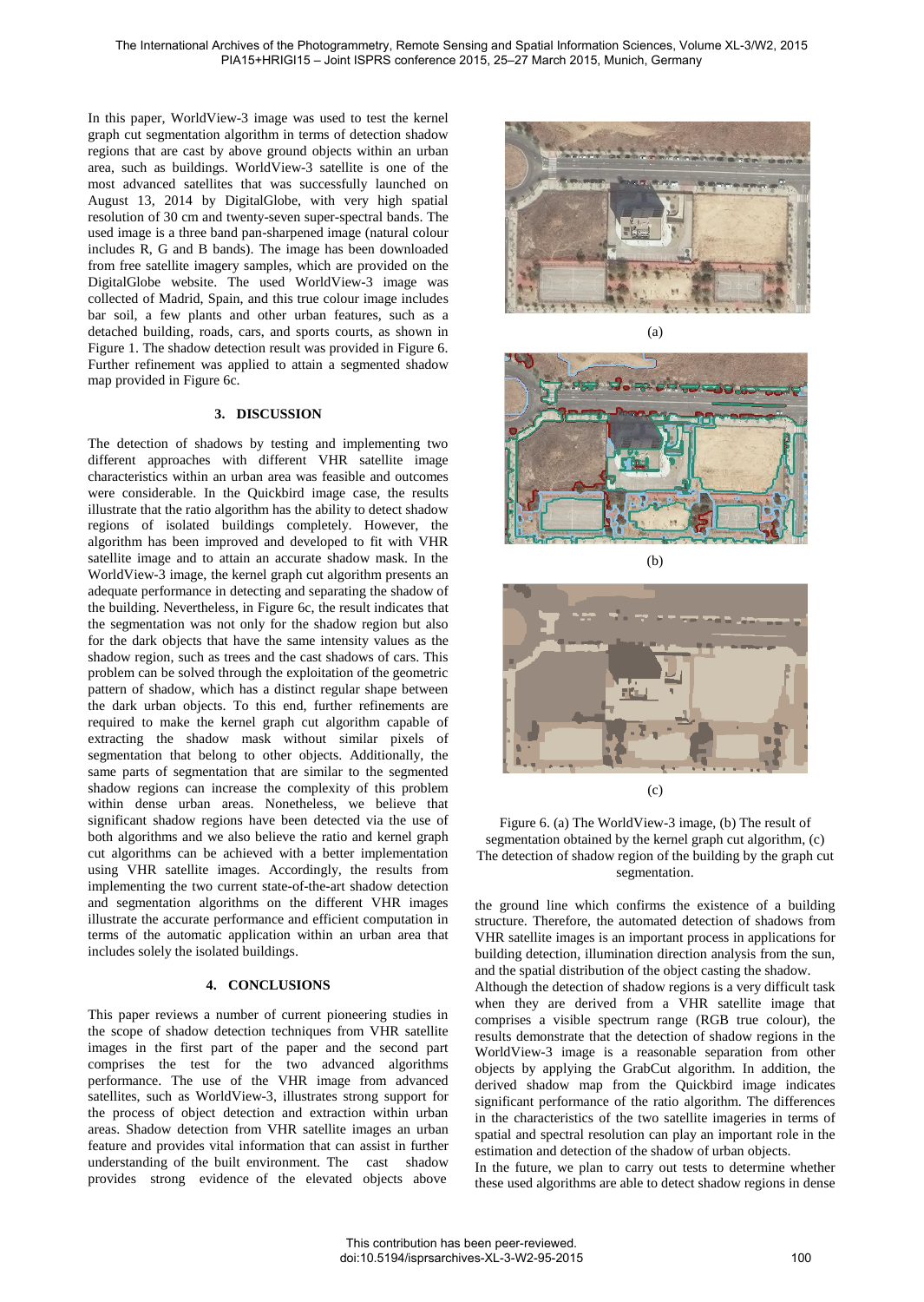In this paper, WorldView-3 image was used to test the kernel graph cut segmentation algorithm in terms of detection shadow regions that are cast by above ground objects within an urban area, such as buildings. WorldView-3 satellite is one of the most advanced satellites that was successfully launched on August 13, 2014 by DigitalGlobe, with very high spatial resolution of 30 cm and twenty-seven super-spectral bands. The used image is a three band pan-sharpened image (natural colour includes R, G and B bands). The image has been downloaded from free satellite imagery samples, which are provided on the DigitalGlobe website. The used WorldView-3 image was collected of Madrid, Spain, and this true colour image includes bar soil, a few plants and other urban features, such as a detached building, roads, cars, and sports courts, as shown in Figure 1. The shadow detection result was provided in Figure 6. Further refinement was applied to attain a segmented shadow map provided in Figure 6c.

## 3. DISCUSSION

The detection of shadows by testing and implementing two different approaches with different VHR satellite image characteristics within an urban area was feasible and outcomes were considerable. In the Quickbird image case, the results illustrate that the ratio algorithm has the ability to detect shadow regions of isolated buildings completely. However, the algorithm has been improved and developed to fit with VHR satellite image and to attain an accurate shadow mask. In the WorldView-3 image, the kernel graph cut algorithm presents an adequate performance in detecting and separating the shadow of the building. Nevertheless, in Figure 6c, the result indicates that the segmentation was not only for the shadow region but also for the dark objects that have the same intensity values as the shadow region, such as trees and the cast shadows of cars. This problem can be solved through the exploitation of the geometric pattern of shadow, which has a distinct regular shape between the dark urban objects. To this end, further refinements are required to make the kernel graph cut algorithm capable of extracting the shadow mask without similar pixels of segmentation that belong to other objects. Additionally, the same parts of segmentation that are similar to the segmented shadow regions can increase the complexity of this problem within dense urban areas. Nonetheless, we believe that significant shadow regions have been detected via the use of both algorithms and we also believe the ratio and kernel graph cut algorithms can be achieved with a better implementation using VHR satellite images. Accordingly, the results from implementing the two current state-of-the-art shadow detection and segmentation algorithms on the different VHR images illustrate the accurate performance and efficient computation in terms of the automatic application within an urban area that includes solely the isolated buildings.

## 4. CONCLUSIONS

This paper reviews a number of current pioneering studies in the scope of shadow detection techniques from VHR satellite images in the first part of the paper and the second part comprises the test for the two advanced algorithms performance. The use of the VHR image from advanced satellites, such as WorldView-3, illustrates strong support for the process of object detection and extraction within urban areas. Shadow detection from VHR satellite images an urban feature and provides vital information that can assist in further understanding of the built environment. The cast shadow provides strong evidence of the elevated objects above the ground line which confirms the existence of a building structure. Therefore, the automated detection of shadows from VHR satellite images is an important process in applications for building detection, illumination direction analysis from the sun, and the spatial distribution of the object casting the shadow.

Although the detection of shadow regions is a very difficult task when they are derived from a VHR satellite image that comprises a visible spectrum range (RGB true colour), the results demonstrate that the detection of shadow regions in the WorldView-3 image is a reasonable separation from other objects by applying the GrabCut algorithm. In addition, the derived shadow map from the Quickbird image indicates significant performance of the ratio algorithm. The differences in the characteristics of the two satellite imageries in terms of spatial and spectral resolution can play an important role in the estimation and detection of the shadow of urban objects.

In the future, we plan to carry out tests to determine whether these used algorithms are able to detect shadow regions in dense

(a)

(b)

(c)

Figure 6. (a) The WorldView-3 image, (b) The result of segmentation obtained by the kernel graph cut algorithm, (c) The detection of shadow region of the building by the graph cut segmentation.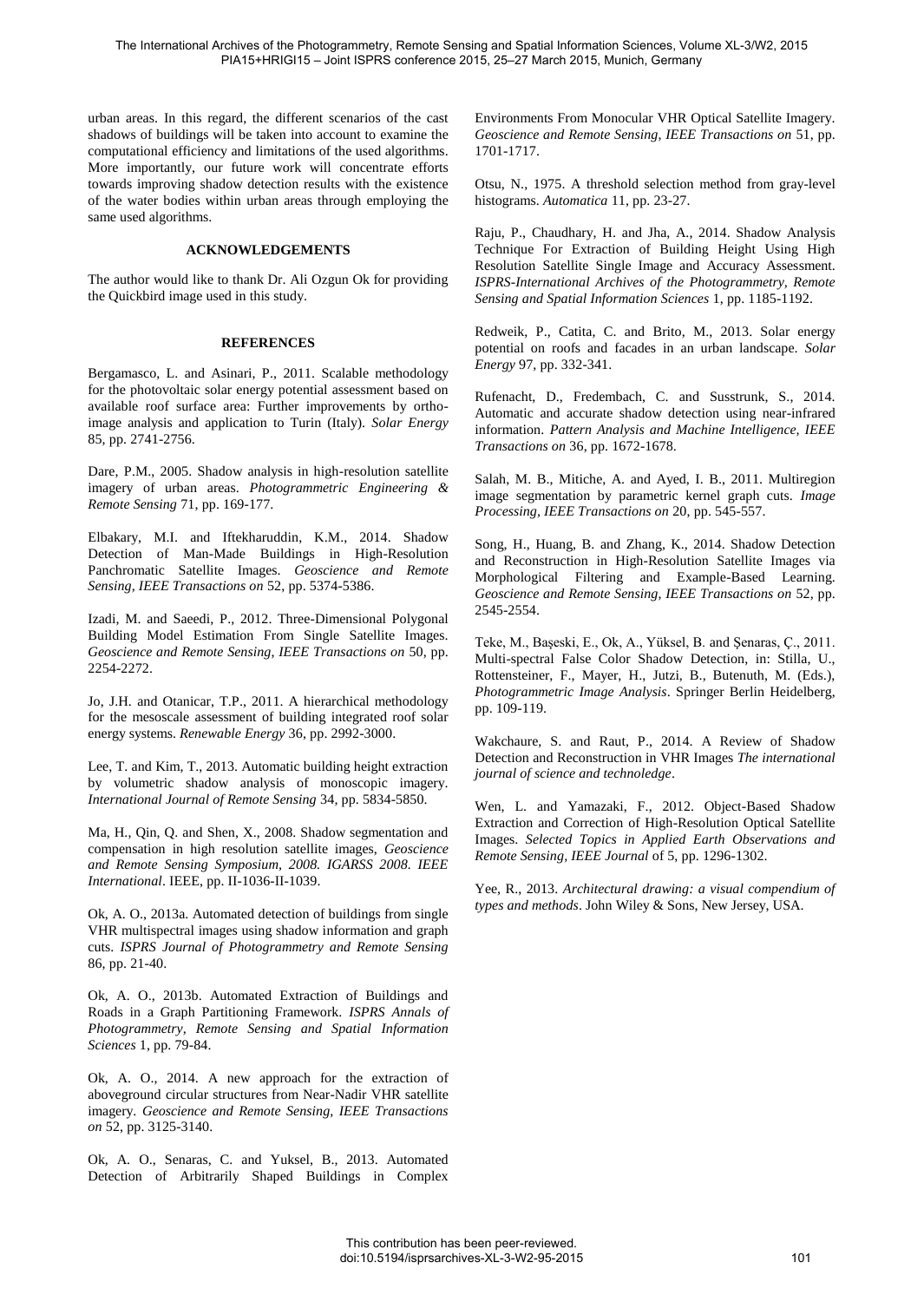urban areas. In this regard, the different scenarios of the cast shadows of buildings will be taken into account to examine the computational efficiency and limitations of the used algorithms. More importantly, our future work will concentrate efforts towards improving shadow detection results with the existence of the water bodies within urban areas through employing the same used algorithms.

## ACKNOWLEDGEMENTS

The author would like to thank Dr. Ali Ozgun Ok for providing the Quickbird image used in this study.

## REFERENCES

Bergamasco, L. and Asinari, P., 2011. Scalable methodology for the photovoltaic solar energy potential assessment based on available roof surface area: Further improvements by ortho-image analysis and application to Turin (Italy). *Solar Energy* 85, pp. 2741-2756.

Dare, P.M., 2005. Shadow analysis in high-resolution satellite imagery of urban areas. *Photogrammetric Engineering & Remote Sensing* 71, pp. 169-177.

Elbakary, M.I. and Iftekharuddin, K.M., 2014. Shadow Detection of Man-Made Buildings in High-Resolution Panchromatic Satellite Images. *Geoscience and Remote Sensing, IEEE Transactions on* 52, pp. 5374-5386.

Izadi, M. and Saeedi, P., 2012. Three-Dimensional Polygonal Building Model Estimation From Single Satellite Images. *Geoscience and Remote Sensing, IEEE Transactions on* 50, pp. 2254-2272.

Jo, J.H. and Otanicar, T.P., 2011. A hierarchical methodology for the mesoscale assessment of building integrated roof solar energy systems. *Renewable Energy* 36, pp. 2992-3000.

Lee, T. and Kim, T., 2013. Automatic building height extraction by volumetric shadow analysis of monoscopic imagery. *International Journal of Remote Sensing* 34, pp. 5834-5850.

Ma, H., Qin, Q. and Shen, X., 2008. Shadow segmentation and compensation in high resolution satellite images, *Geoscience and Remote Sensing Symposium, 2008. IGARSS 2008. IEEE International*. IEEE, pp. II-1036-II-1039.

Ok, A. O., 2013a. Automated detection of buildings from single VHR multispectral images using shadow information and graph cuts. *ISPRS Journal of Photogrammetry and Remote Sensing* 86, pp. 21-40.

Ok, A. O., 2013b. Automated Extraction of Buildings and Roads in a Graph Partitioning Framework. *ISPRS Annals of Photogrammetry, Remote Sensing and Spatial Information Sciences* 1, pp. 79-84.

Ok, A. O., 2014. A new approach for the extraction of aboveground circular structures from Near-Nadir VHR satellite imagery. *Geoscience and Remote Sensing, IEEE Transactions on* 52, pp. 3125-3140.

Ok, A. O., Senaras, C. and Yuksel, B., 2013. Automated Detection of Arbitrarily Shaped Buildings in Complex Environments From Monocular VHR Optical Satellite Imagery. *Geoscience and Remote Sensing, IEEE Transactions on* 51, pp. 1701-1717.

Otsu, N., 1975. A threshold selection method from gray-level histograms. *Automatica* 11, pp. 23-27.

Raju, P., Chaudhary, H. and Jha, A., 2014. Shadow Analysis Technique For Extraction of Building Height Using High Resolution Satellite Single Image and Accuracy Assessment. *ISPRS-International Archives of the Photogrammetry, Remote Sensing and Spatial Information Sciences* 1, pp. 1185-1192.

Redweik, P., Catita, C. and Brito, M., 2013. Solar energy potential on roofs and facades in an urban landscape. *Solar Energy* 97, pp. 332-341.

Rufenacht, D., Fredembach, C. and Susstrunk, S., 2014. Automatic and accurate shadow detection using near-infrared information. *Pattern Analysis and Machine Intelligence, IEEE Transactions on* 36, pp. 1672-1678.

Salah, M. B., Mitiche, A. and Ayed, I. B., 2011. Multiregion image segmentation by parametric kernel graph cuts. *Image Processing, IEEE Transactions on* 20, pp. 545-557.

Song, H., Huang, B. and Zhang, K., 2014. Shadow Detection and Reconstruction in High-Resolution Satellite Images via Morphological Filtering and Example-Based Learning. *Geoscience and Remote Sensing, IEEE Transactions on* 52, pp. 2545-2554.

Teke, M., Başeski, E., Ok, A., Yüksel, B. and Şenaras, Ç., 2011. Multi-spectral False Color Shadow Detection, in: Stilla, U., Rottensteiner, F., Mayer, H., Jutzi, B., Butenuth, M. (Eds.), *Photogrammetric Image Analysis*. Springer Berlin Heidelberg, pp. 109-119.

Wakchaure, S. and Raut, P., 2014. A Review of Shadow Detection and Reconstruction in VHR Images *The international journal of science and technoledge*.

Wen, L. and Yamazaki, F., 2012. Object-Based Shadow Extraction and Correction of High-Resolution Optical Satellite Images. *Selected Topics in Applied Earth Observations and Remote Sensing, IEEE Journal* of 5, pp. 1296-1302.

Yee, R., 2013. *Architectural drawing: a visual compendium of types and methods*. John Wiley & Sons, New Jersey, USA.